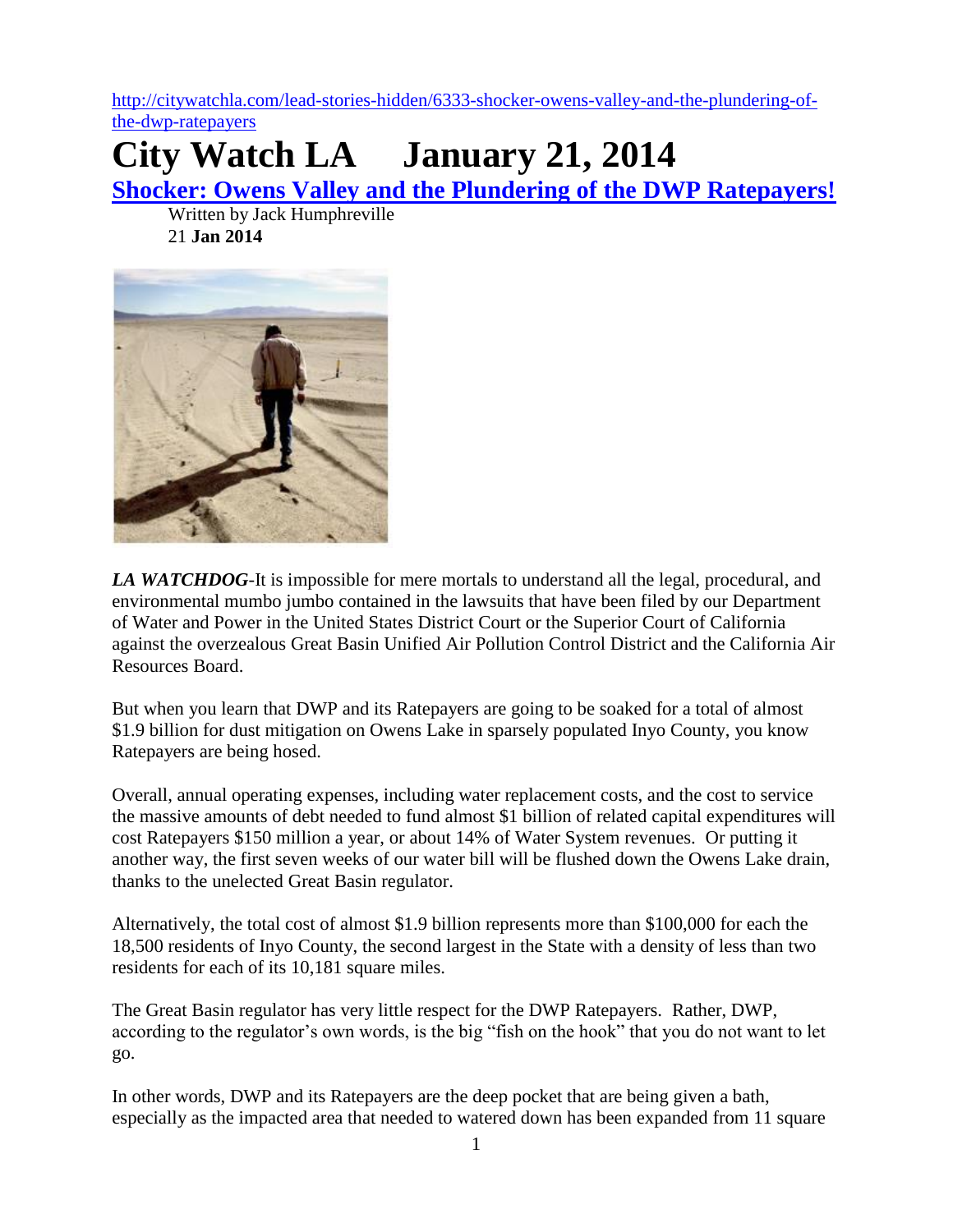http://citywatchla.com/lead-stories-hidden/6333-shocker-owens-valley-and-the-plundering-of-the-dwp-ratepayers

# City Watch LA January 21, 2014

## Shocker: Owens Valley and the Plundering of the DWP Ratepayers!

Written by Jack Humphreville
21 **Jan 2014**

***LA WATCHDOG***-It is impossible for mere mortals to understand all the legal, procedural, and environmental mumbo jumbo contained in the lawsuits that have been filed by our Department of Water and Power in the United States District Court or the Superior Court of California against the overzealous Great Basin Unified Air Pollution Control District and the California Air Resources Board.

But when you learn that DWP and its Ratepayers are going to be soaked for a total of almost $1.9 billion for dust mitigation on Owens Lake in sparsely populated Inyo County, you know Ratepayers are being hosed.

Overall, annual operating expenses, including water replacement costs, and the cost to service the massive amounts of debt needed to fund almost $1 billion of related capital expenditures will cost Ratepayers $150 million a year, or about 14% of Water System revenues. Or putting it another way, the first seven weeks of our water bill will be flushed down the Owens Lake drain, thanks to the unelected Great Basin regulator.

Alternatively, the total cost of almost $1.9 billion represents more than $100,000 for each the 18,500 residents of Inyo County, the second largest in the State with a density of less than two residents for each of its 10,181 square miles.

The Great Basin regulator has very little respect for the DWP Ratepayers. Rather, DWP, according to the regulator's own words, is the big "fish on the hook" that you do not want to let go.

In other words, DWP and its Ratepayers are the deep pocket that are being given a bath, especially as the impacted area that needed to watered down has been expanded from 11 square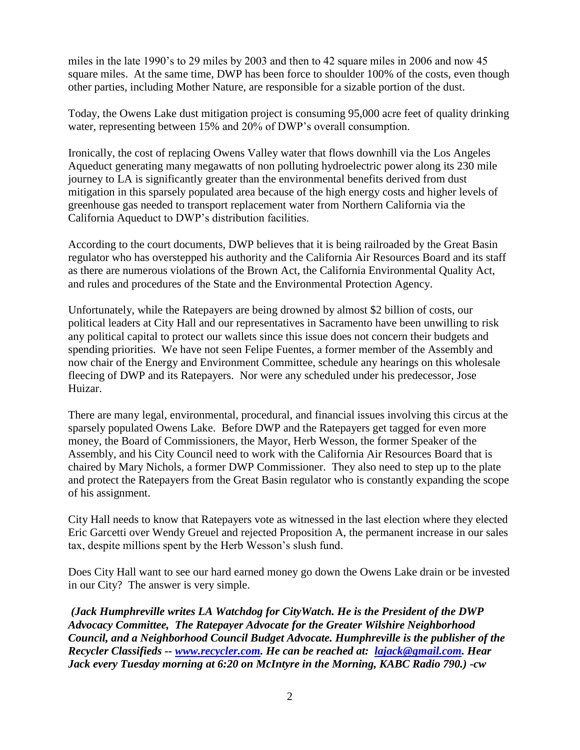miles in the late 1990's to 29 miles by 2003 and then to 42 square miles in 2006 and now 45 square miles. At the same time, DWP has been force to shoulder 100% of the costs, even though other parties, including Mother Nature, are responsible for a sizable portion of the dust.

Today, the Owens Lake dust mitigation project is consuming 95,000 acre feet of quality drinking water, representing between 15% and 20% of DWP's overall consumption.

Ironically, the cost of replacing Owens Valley water that flows downhill via the Los Angeles Aqueduct generating many megawatts of non polluting hydroelectric power along its 230 mile journey to LA is significantly greater than the environmental benefits derived from dust mitigation in this sparsely populated area because of the high energy costs and higher levels of greenhouse gas needed to transport replacement water from Northern California via the California Aqueduct to DWP's distribution facilities.

According to the court documents, DWP believes that it is being railroaded by the Great Basin regulator who has overstepped his authority and the California Air Resources Board and its staff as there are numerous violations of the Brown Act, the California Environmental Quality Act, and rules and procedures of the State and the Environmental Protection Agency.

Unfortunately, while the Ratepayers are being drowned by almost $2 billion of costs, our political leaders at City Hall and our representatives in Sacramento have been unwilling to risk any political capital to protect our wallets since this issue does not concern their budgets and spending priorities. We have not seen Felipe Fuentes, a former member of the Assembly and now chair of the Energy and Environment Committee, schedule any hearings on this wholesale fleecing of DWP and its Ratepayers. Nor were any scheduled under his predecessor, Jose Huizar.

There are many legal, environmental, procedural, and financial issues involving this circus at the sparsely populated Owens Lake. Before DWP and the Ratepayers get tagged for even more money, the Board of Commissioners, the Mayor, Herb Wesson, the former Speaker of the Assembly, and his City Council need to work with the California Air Resources Board that is chaired by Mary Nichols, a former DWP Commissioner. They also need to step up to the plate and protect the Ratepayers from the Great Basin regulator who is constantly expanding the scope of his assignment.

City Hall needs to know that Ratepayers vote as witnessed in the last election where they elected Eric Garcetti over Wendy Greuel and rejected Proposition A, the permanent increase in our sales tax, despite millions spent by the Herb Wesson's slush fund.

Does City Hall want to see our hard earned money go down the Owens Lake drain or be invested in our City? The answer is very simple.

***(Jack Humphreville writes LA Watchdog for CityWatch. He is the President of the DWP Advocacy Committee, The Ratepayer Advocate for the Greater Wilshire Neighborhood Council, and a Neighborhood Council Budget Advocate. Humphreville is the publisher of the Recycler Classifieds -- [www.recycler.com](http://www.recycler.com). He can be reached at: [lajack@gmail.com](mailto:lajack@gmail.com). Hear Jack every Tuesday morning at 6:20 on McIntyre in the Morning, KABC Radio 790.) -cw***